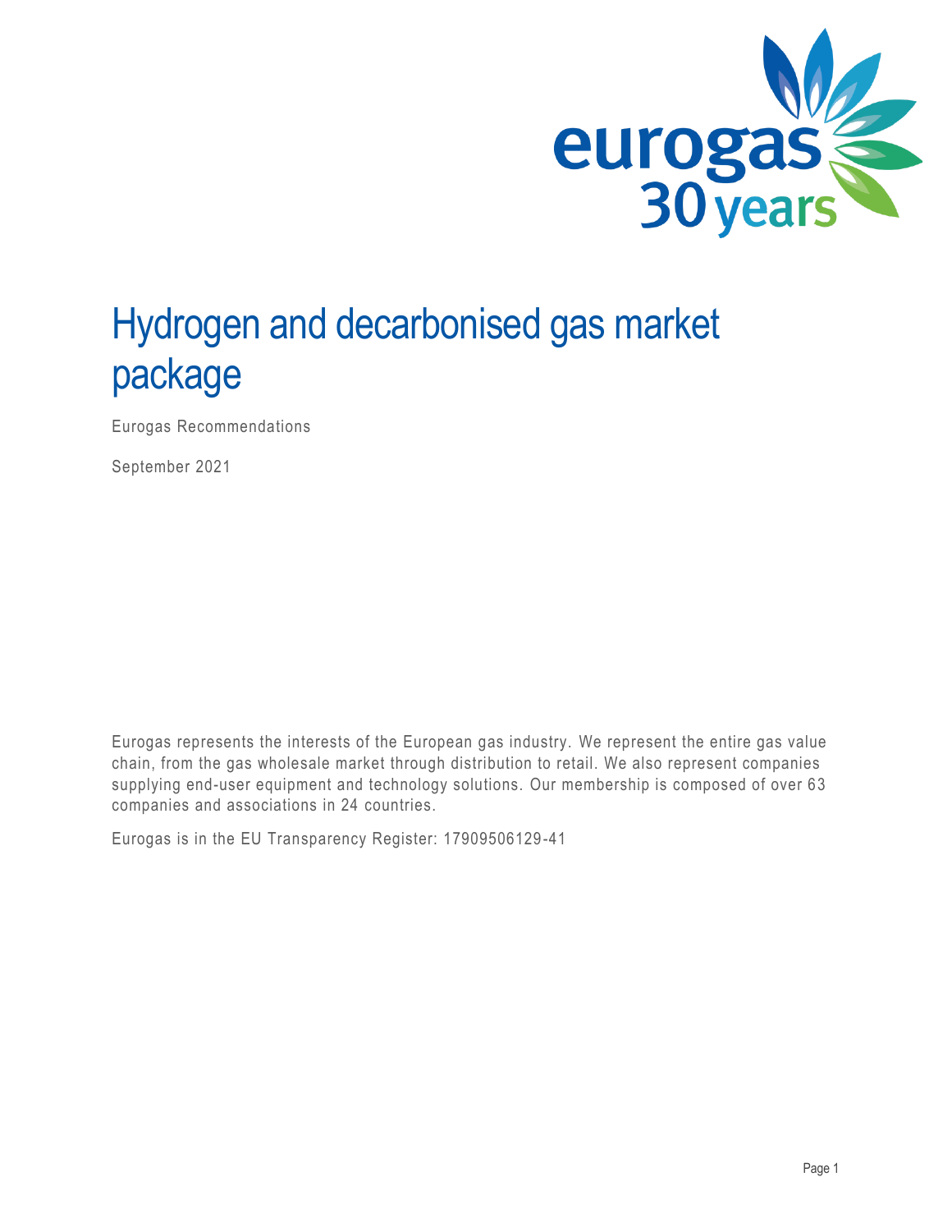# Hydrogen and decarbonised gas market package

Eurogas Recommendations

September 2021

Eurogas represents the interests of the European gas industry. We represent the entire gas value chain, from the gas wholesale market through distribution to retail. We also represent companies supplying end-user equipment and technology solutions. Our membership is composed of over 63 companies and associations in 24 countries.

Eurogas is in the EU Transparency Register: 17909506129-41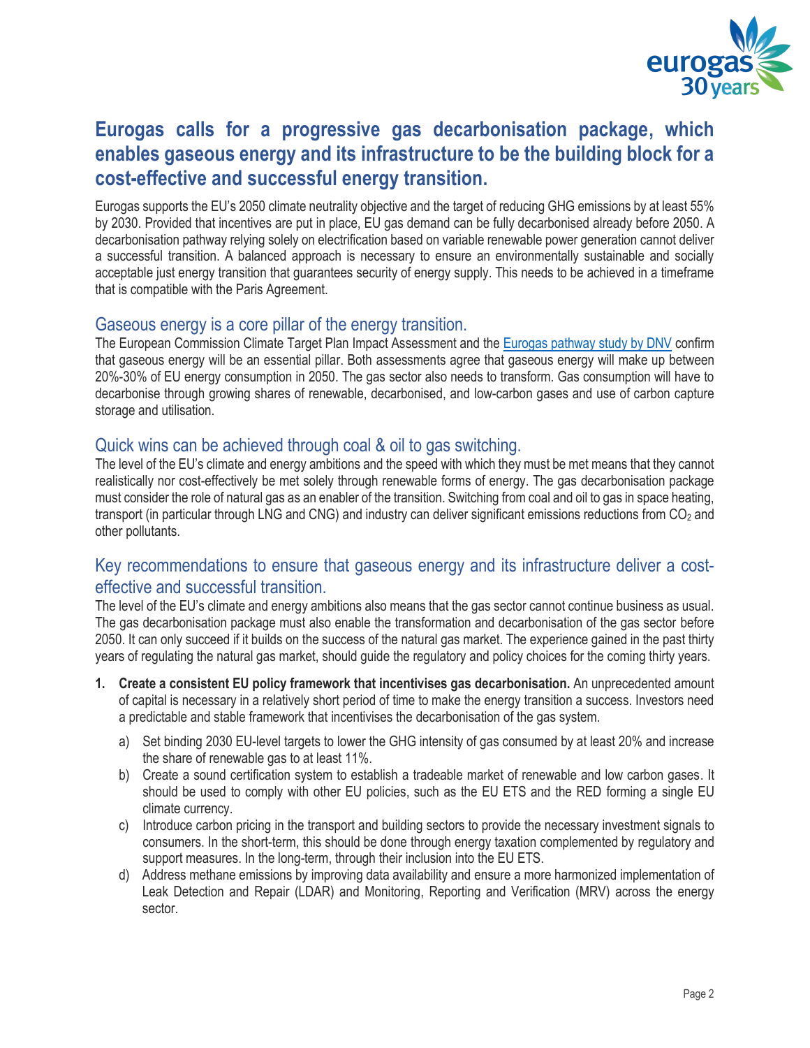# Eurogas calls for a progressive gas decarbonisation package, which enables gaseous energy and its infrastructure to be the building block for a cost-effective and successful energy transition.

Eurogas supports the EU's 2050 climate neutrality objective and the target of reducing GHG emissions by at least 55% by 2030. Provided that incentives are put in place, EU gas demand can be fully decarbonised already before 2050. A decarbonisation pathway relying solely on electrification based on variable renewable power generation cannot deliver a successful transition. A balanced approach is necessary to ensure an environmentally sustainable and socially acceptable just energy transition that guarantees security of energy supply. This needs to be achieved in a timeframe that is compatible with the Paris Agreement.

## Gaseous energy is a core pillar of the energy transition.

The European Commission Climate Target Plan Impact Assessment and the Eurogas pathway study by DNV confirm that gaseous energy will be an essential pillar. Both assessments agree that gaseous energy will make up between 20%-30% of EU energy consumption in 2050. The gas sector also needs to transform. Gas consumption will have to decarbonise through growing shares of renewable, decarbonised, and low-carbon gases and use of carbon capture storage and utilisation.

## Quick wins can be achieved through coal & oil to gas switching.

The level of the EU's climate and energy ambitions and the speed with which they must be met means that they cannot realistically nor cost-effectively be met solely through renewable forms of energy. The gas decarbonisation package must consider the role of natural gas as an enabler of the transition. Switching from coal and oil to gas in space heating, transport (in particular through LNG and CNG) and industry can deliver significant emissions reductions from $CO_2$ and other pollutants.

## Key recommendations to ensure that gaseous energy and its infrastructure deliver a cost-effective and successful transition.

The level of the EU's climate and energy ambitions also means that the gas sector cannot continue business as usual. The gas decarbonisation package must also enable the transformation and decarbonisation of the gas sector before 2050. It can only succeed if it builds on the success of the natural gas market. The experience gained in the past thirty years of regulating the natural gas market, should guide the regulatory and policy choices for the coming thirty years.

1. **Create a consistent EU policy framework that incentivises gas decarbonisation.** An unprecedented amount of capital is necessary in a relatively short period of time to make the energy transition a success. Investors need a predictable and stable framework that incentivises the decarbonisation of the gas system.
   a) Set binding 2030 EU-level targets to lower the GHG intensity of gas consumed by at least 20% and increase the share of renewable gas to at least 11%.
   b) Create a sound certification system to establish a tradeable market of renewable and low carbon gases. It should be used to comply with other EU policies, such as the EU ETS and the RED forming a single EU climate currency.
   c) Introduce carbon pricing in the transport and building sectors to provide the necessary investment signals to consumers. In the short-term, this should be done through energy taxation complemented by regulatory and support measures. In the long-term, through their inclusion into the EU ETS.
   d) Address methane emissions by improving data availability and ensure a more harmonized implementation of Leak Detection and Repair (LDAR) and Monitoring, Reporting and Verification (MRV) across the energy sector.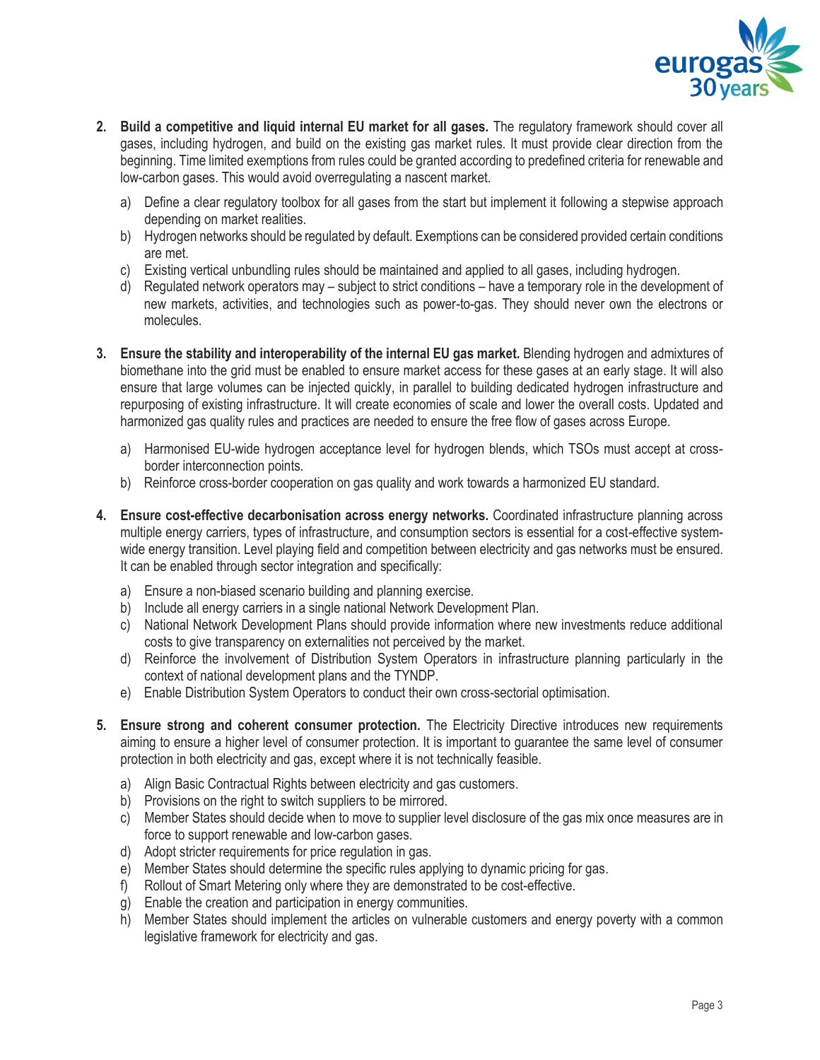2. **Build a competitive and liquid internal EU market for all gases.** The regulatory framework should cover all gases, including hydrogen, and build on the existing gas market rules. It must provide clear direction from the beginning. Time limited exemptions from rules could be granted according to predefined criteria for renewable and low-carbon gases. This would avoid overregulating a nascent market.

   a) Define a clear regulatory toolbox for all gases from the start but implement it following a stepwise approach depending on market realities.
   b) Hydrogen networks should be regulated by default. Exemptions can be considered provided certain conditions are met.
   c) Existing vertical unbundling rules should be maintained and applied to all gases, including hydrogen.
   d) Regulated network operators may – subject to strict conditions – have a temporary role in the development of new markets, activities, and technologies such as power-to-gas. They should never own the electrons or molecules.

3. **Ensure the stability and interoperability of the internal EU gas market.** Blending hydrogen and admixtures of biomethane into the grid must be enabled to ensure market access for these gases at an early stage. It will also ensure that large volumes can be injected quickly, in parallel to building dedicated hydrogen infrastructure and repurposing of existing infrastructure. It will create economies of scale and lower the overall costs. Updated and harmonized gas quality rules and practices are needed to ensure the free flow of gases across Europe.

   a) Harmonised EU-wide hydrogen acceptance level for hydrogen blends, which TSOs must accept at cross-border interconnection points.
   b) Reinforce cross-border cooperation on gas quality and work towards a harmonized EU standard.

4. **Ensure cost-effective decarbonisation across energy networks.** Coordinated infrastructure planning across multiple energy carriers, types of infrastructure, and consumption sectors is essential for a cost-effective system-wide energy transition. Level playing field and competition between electricity and gas networks must be ensured. It can be enabled through sector integration and specifically:

   a) Ensure a non-biased scenario building and planning exercise.
   b) Include all energy carriers in a single national Network Development Plan.
   c) National Network Development Plans should provide information where new investments reduce additional costs to give transparency on externalities not perceived by the market.
   d) Reinforce the involvement of Distribution System Operators in infrastructure planning particularly in the context of national development plans and the TYNDP.
   e) Enable Distribution System Operators to conduct their own cross-sectorial optimisation.

5. **Ensure strong and coherent consumer protection.** The Electricity Directive introduces new requirements aiming to ensure a higher level of consumer protection. It is important to guarantee the same level of consumer protection in both electricity and gas, except where it is not technically feasible.

   a) Align Basic Contractual Rights between electricity and gas customers.
   b) Provisions on the right to switch suppliers to be mirrored.
   c) Member States should decide when to move to supplier level disclosure of the gas mix once measures are in force to support renewable and low-carbon gases.
   d) Adopt stricter requirements for price regulation in gas.
   e) Member States should determine the specific rules applying to dynamic pricing for gas.
   f) Rollout of Smart Metering only where they are demonstrated to be cost-effective.
   g) Enable the creation and participation in energy communities.
   h) Member States should implement the articles on vulnerable customers and energy poverty with a common legislative framework for electricity and gas.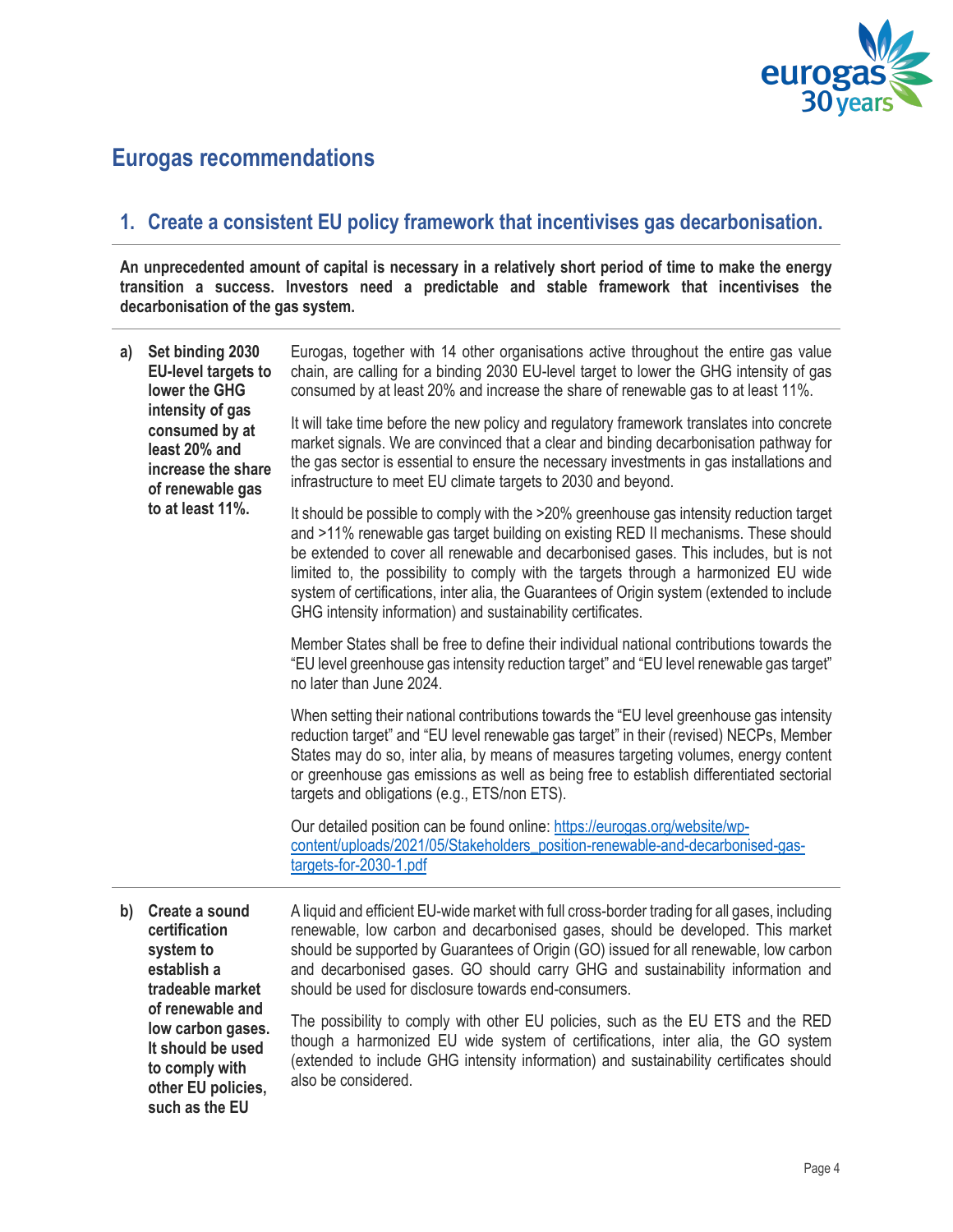## Eurogas recommendations

### 1. Create a consistent EU policy framework that incentivises gas decarbonisation.

**An unprecedented amount of capital is necessary in a relatively short period of time to make the energy transition a success. Investors need a predictable and stable framework that incentivises the decarbonisation of the gas system.**

**a) Set binding 2030 EU-level targets to lower the GHG intensity of gas consumed by at least 20% and increase the share of renewable gas to at least 11%.**

Eurogas, together with 14 other organisations active throughout the entire gas value chain, are calling for a binding 2030 EU-level target to lower the GHG intensity of gas consumed by at least 20% and increase the share of renewable gas to at least 11%.

It will take time before the new policy and regulatory framework translates into concrete market signals. We are convinced that a clear and binding decarbonisation pathway for the gas sector is essential to ensure the necessary investments in gas installations and infrastructure to meet EU climate targets to 2030 and beyond.

It should be possible to comply with the >20% greenhouse gas intensity reduction target and >11% renewable gas target building on existing RED II mechanisms. These should be extended to cover all renewable and decarbonised gases. This includes, but is not limited to, the possibility to comply with the targets through a harmonized EU wide system of certifications, inter alia, the Guarantees of Origin system (extended to include GHG intensity information) and sustainability certificates.

Member States shall be free to define their individual national contributions towards the "EU level greenhouse gas intensity reduction target" and "EU level renewable gas target" no later than June 2024.

When setting their national contributions towards the "EU level greenhouse gas intensity reduction target" and "EU level renewable gas target" in their (revised) NECPs, Member States may do so, inter alia, by means of measures targeting volumes, energy content or greenhouse gas emissions as well as being free to establish differentiated sectorial targets and obligations (e.g., ETS/non ETS).

Our detailed position can be found online: [https://eurogas.org/website/wp-content/uploads/2021/05/Stakeholders_position-renewable-and-decarbonised-gas-targets-for-2030-1.pdf](https://eurogas.org/website/wp-content/uploads/2021/05/Stakeholders_position-renewable-and-decarbonised-gas-targets-for-2030-1.pdf)

**b) Create a sound certification system to establish a tradeable market of renewable and low carbon gases. It should be used to comply with other EU policies, such as the EU**

A liquid and efficient EU-wide market with full cross-border trading for all gases, including renewable, low carbon and decarbonised gases, should be developed. This market should be supported by Guarantees of Origin (GO) issued for all renewable, low carbon and decarbonised gases. GO should carry GHG and sustainability information and should be used for disclosure towards end-consumers.

The possibility to comply with other EU policies, such as the EU ETS and the RED though a harmonized EU wide system of certifications, inter alia, the GO system (extended to include GHG intensity information) and sustainability certificates should also be considered.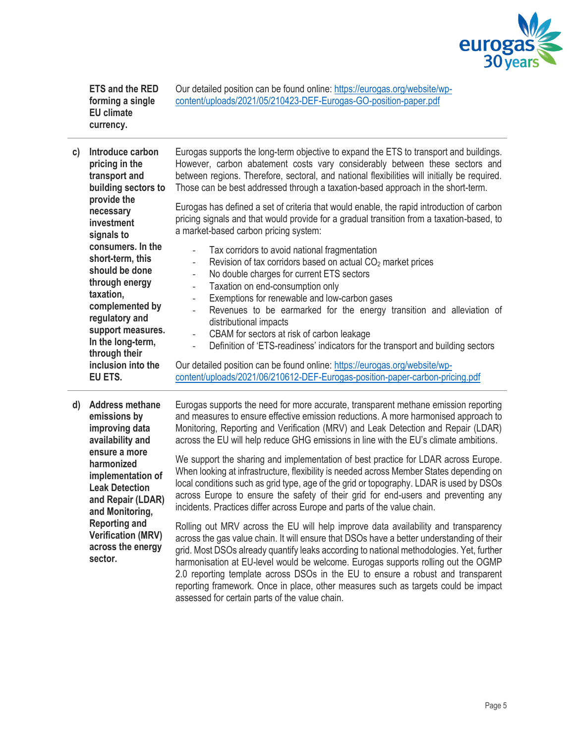| | | |
|---|---|---|
| | **ETS and the RED forming a single EU climate currency.** | Our detailed position can be found online: [https://eurogas.org/website/wp-content/uploads/2021/05/210423-DEF-Eurogas-GO-position-paper.pdf](https://eurogas.org/website/wp-content/uploads/2021/05/210423-DEF-Eurogas-GO-position-paper.pdf) |
| **c)** | **Introduce carbon pricing in the transport and building sectors to provide the necessary investment signals to consumers. In the short-term, this should be done through energy taxation, complemented by regulatory and support measures. In the long-term, through their inclusion into the EU ETS.** | Eurogas supports the long-term objective to expand the ETS to transport and buildings. However, carbon abatement costs vary considerably between these sectors and between regions. Therefore, sectoral, and national flexibilities will initially be required. Those can be best addressed through a taxation-based approach in the short-term.<br><br>Eurogas has defined a set of criteria that would enable, the rapid introduction of carbon pricing signals and that would provide for a gradual transition from a taxation-based, to a market-based carbon pricing system:<br><br>- Tax corridors to avoid national fragmentation<br>- Revision of tax corridors based on actual $CO_2$ market prices<br>- No double charges for current ETS sectors<br>- Taxation on end-consumption only<br>- Exemptions for renewable and low-carbon gases<br>- Revenues to be earmarked for the energy transition and alleviation of distributional impacts<br>- CBAM for sectors at risk of carbon leakage<br>- Definition of 'ETS-readiness' indicators for the transport and building sectors<br><br>Our detailed position can be found online: [https://eurogas.org/website/wp-content/uploads/2021/06/210612-DEF-Eurogas-position-paper-carbon-pricing.pdf](https://eurogas.org/website/wp-content/uploads/2021/06/210612-DEF-Eurogas-position-paper-carbon-pricing.pdf) |
| **d)** | **Address methane emissions by improving data availability and ensure a more harmonized implementation of Leak Detection and Repair (LDAR) and Monitoring, Reporting and Verification (MRV) across the energy sector.** | Eurogas supports the need for more accurate, transparent methane emission reporting and measures to ensure effective emission reductions. A more harmonised approach to Monitoring, Reporting and Verification (MRV) and Leak Detection and Repair (LDAR) across the EU will help reduce GHG emissions in line with the EU's climate ambitions.<br><br>We support the sharing and implementation of best practice for LDAR across Europe. When looking at infrastructure, flexibility is needed across Member States depending on local conditions such as grid type, age of the grid or topography. LDAR is used by DSOs across Europe to ensure the safety of their grid for end-users and preventing any incidents. Practices differ across Europe and parts of the value chain.<br><br>Rolling out MRV across the EU will help improve data availability and transparency across the gas value chain. It will ensure that DSOs have a better understanding of their grid. Most DSOs already quantify leaks according to national methodologies. Yet, further harmonisation at EU-level would be welcome. Eurogas supports rolling out the OGMP 2.0 reporting template across DSOs in the EU to ensure a robust and transparent reporting framework. Once in place, other measures such as targets could be impact assessed for certain parts of the value chain. |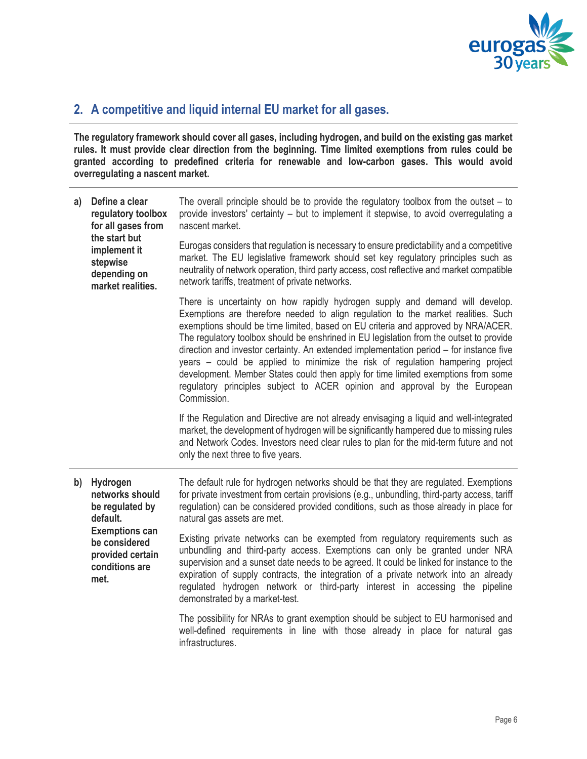## 2. A competitive and liquid internal EU market for all gases.

**The regulatory framework should cover all gases, including hydrogen, and build on the existing gas market rules. It must provide clear direction from the beginning. Time limited exemptions from rules could be granted according to predefined criteria for renewable and low-carbon gases. This would avoid overregulating a nascent market.**

**a) Define a clear regulatory toolbox for all gases from the start but implement it stepwise depending on market realities.**

The overall principle should be to provide the regulatory toolbox from the outset – to provide investors' certainty – but to implement it stepwise, to avoid overregulating a nascent market.

Eurogas considers that regulation is necessary to ensure predictability and a competitive market. The EU legislative framework should set key regulatory principles such as neutrality of network operation, third party access, cost reflective and market compatible network tariffs, treatment of private networks.

There is uncertainty on how rapidly hydrogen supply and demand will develop. Exemptions are therefore needed to align regulation to the market realities. Such exemptions should be time limited, based on EU criteria and approved by NRA/ACER. The regulatory toolbox should be enshrined in EU legislation from the outset to provide direction and investor certainty. An extended implementation period – for instance five years – could be applied to minimize the risk of regulation hampering project development. Member States could then apply for time limited exemptions from some regulatory principles subject to ACER opinion and approval by the European Commission.

If the Regulation and Directive are not already envisaging a liquid and well-integrated market, the development of hydrogen will be significantly hampered due to missing rules and Network Codes. Investors need clear rules to plan for the mid-term future and not only the next three to five years.

**b) Hydrogen networks should be regulated by default. Exemptions can be considered provided certain conditions are met.**

The default rule for hydrogen networks should be that they are regulated. Exemptions for private investment from certain provisions (e.g., unbundling, third-party access, tariff regulation) can be considered provided conditions, such as those already in place for natural gas assets are met.

Existing private networks can be exempted from regulatory requirements such as unbundling and third-party access. Exemptions can only be granted under NRA supervision and a sunset date needs to be agreed. It could be linked for instance to the expiration of supply contracts, the integration of a private network into an already regulated hydrogen network or third-party interest in accessing the pipeline demonstrated by a market-test.

The possibility for NRAs to grant exemption should be subject to EU harmonised and well-defined requirements in line with those already in place for natural gas infrastructures.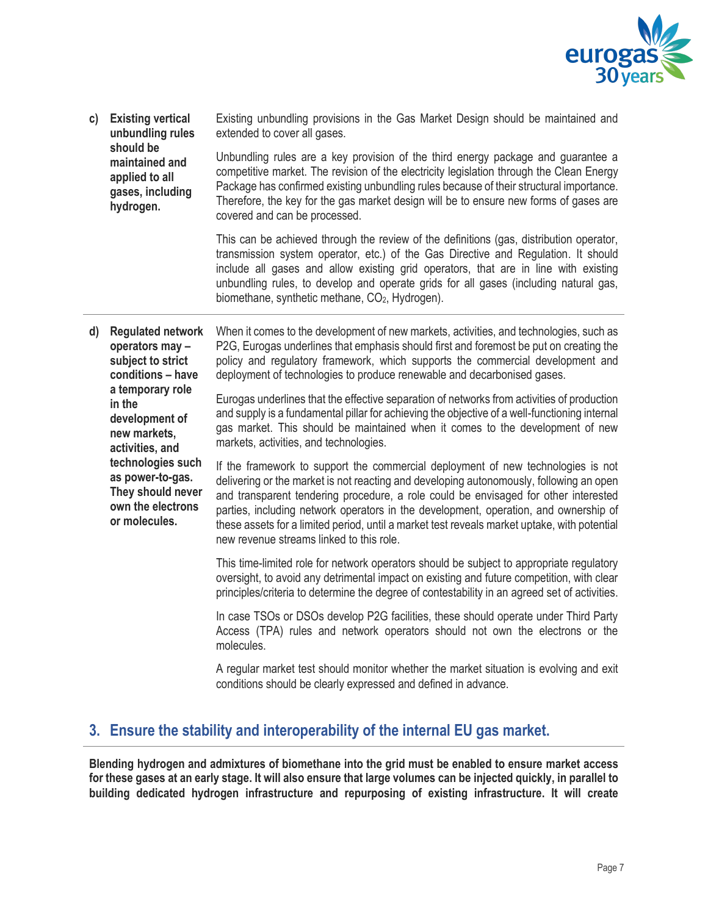**c) Existing vertical unbundling rules should be maintained and applied to all gases, including hydrogen.**

Existing unbundling provisions in the Gas Market Design should be maintained and extended to cover all gases.

Unbundling rules are a key provision of the third energy package and guarantee a competitive market. The revision of the electricity legislation through the Clean Energy Package has confirmed existing unbundling rules because of their structural importance. Therefore, the key for the gas market design will be to ensure new forms of gases are covered and can be processed.

This can be achieved through the review of the definitions (gas, distribution operator, transmission system operator, etc.) of the Gas Directive and Regulation. It should include all gases and allow existing grid operators, that are in line with existing unbundling rules, to develop and operate grids for all gases (including natural gas, biomethane, synthetic methane, $CO_2$, Hydrogen).

---

**d) Regulated network operators may – subject to strict conditions – have a temporary role in the development of new markets, activities, and technologies such as power-to-gas. They should never own the electrons or molecules.**

When it comes to the development of new markets, activities, and technologies, such as P2G, Eurogas underlines that emphasis should first and foremost be put on creating the policy and regulatory framework, which supports the commercial development and deployment of technologies to produce renewable and decarbonised gases.

Eurogas underlines that the effective separation of networks from activities of production and supply is a fundamental pillar for achieving the objective of a well-functioning internal gas market. This should be maintained when it comes to the development of new markets, activities, and technologies.

If the framework to support the commercial deployment of new technologies is not delivering or the market is not reacting and developing autonomously, following an open and transparent tendering procedure, a role could be envisaged for other interested parties, including network operators in the development, operation, and ownership of these assets for a limited period, until a market test reveals market uptake, with potential new revenue streams linked to this role.

This time-limited role for network operators should be subject to appropriate regulatory oversight, to avoid any detrimental impact on existing and future competition, with clear principles/criteria to determine the degree of contestability in an agreed set of activities.

In case TSOs or DSOs develop P2G facilities, these should operate under Third Party Access (TPA) rules and network operators should not own the electrons or the molecules.

A regular market test should monitor whether the market situation is evolving and exit conditions should be clearly expressed and defined in advance.

## 3. Ensure the stability and interoperability of the internal EU gas market.

**Blending hydrogen and admixtures of biomethane into the grid must be enabled to ensure market access for these gases at an early stage. It will also ensure that large volumes can be injected quickly, in parallel to building dedicated hydrogen infrastructure and repurposing of existing infrastructure. It will create**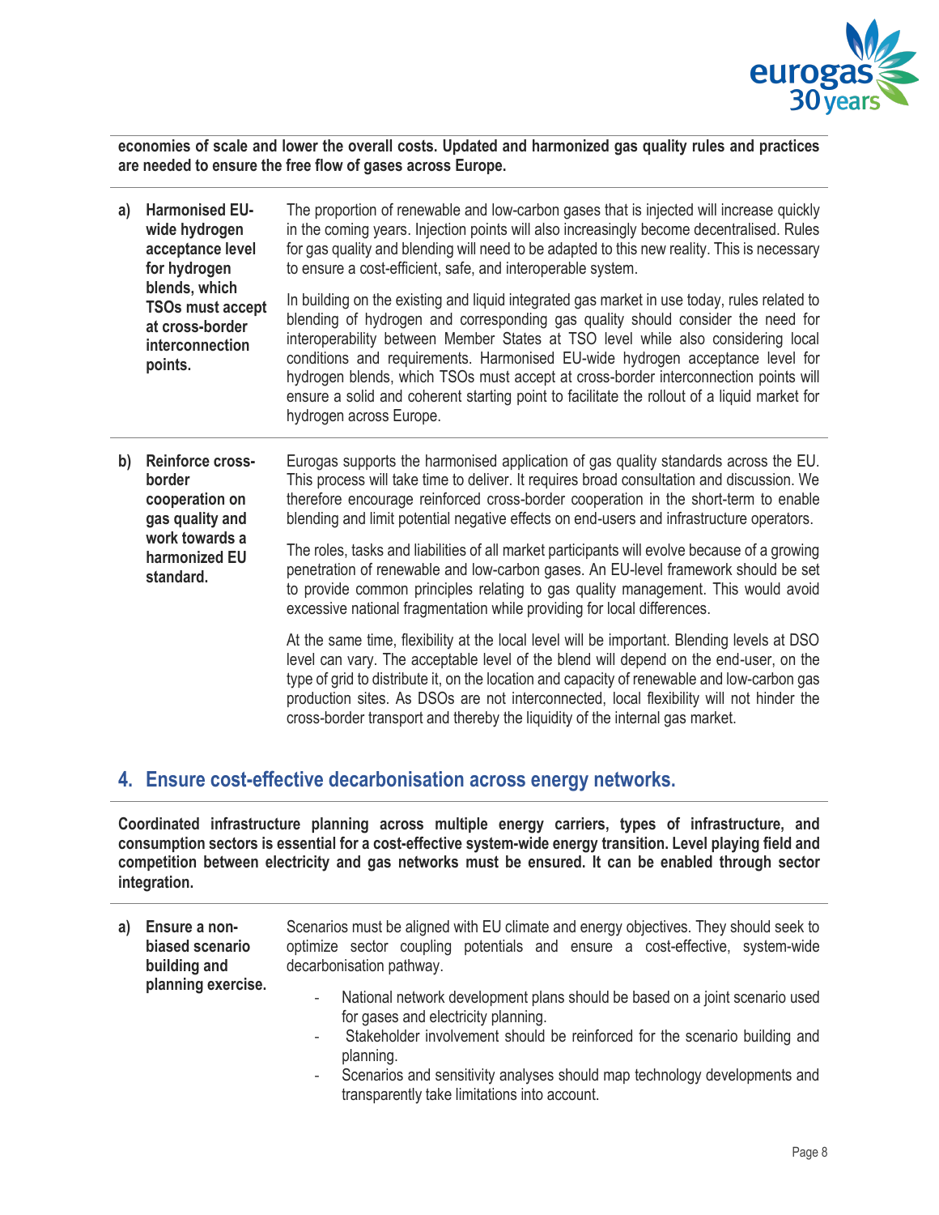**economies of scale and lower the overall costs. Updated and harmonized gas quality rules and practices are needed to ensure the free flow of gases across Europe.**

**a) Harmonised EU-wide hydrogen acceptance level for hydrogen blends, which TSOs must accept at cross-border interconnection points.**

The proportion of renewable and low-carbon gases that is injected will increase quickly in the coming years. Injection points will also increasingly become decentralised. Rules for gas quality and blending will need to be adapted to this new reality. This is necessary to ensure a cost-efficient, safe, and interoperable system.

In building on the existing and liquid integrated gas market in use today, rules related to blending of hydrogen and corresponding gas quality should consider the need for interoperability between Member States at TSO level while also considering local conditions and requirements. Harmonised EU-wide hydrogen acceptance level for hydrogen blends, which TSOs must accept at cross-border interconnection points will ensure a solid and coherent starting point to facilitate the rollout of a liquid market for hydrogen across Europe.

**b) Reinforce cross-border cooperation on gas quality and work towards a harmonized EU standard.**

Eurogas supports the harmonised application of gas quality standards across the EU. This process will take time to deliver. It requires broad consultation and discussion. We therefore encourage reinforced cross-border cooperation in the short-term to enable blending and limit potential negative effects on end-users and infrastructure operators.

The roles, tasks and liabilities of all market participants will evolve because of a growing penetration of renewable and low-carbon gases. An EU-level framework should be set to provide common principles relating to gas quality management. This would avoid excessive national fragmentation while providing for local differences.

At the same time, flexibility at the local level will be important. Blending levels at DSO level can vary. The acceptable level of the blend will depend on the end-user, on the type of grid to distribute it, on the location and capacity of renewable and low-carbon gas production sites. As DSOs are not interconnected, local flexibility will not hinder the cross-border transport and thereby the liquidity of the internal gas market.

## 4. Ensure cost-effective decarbonisation across energy networks.

**Coordinated infrastructure planning across multiple energy carriers, types of infrastructure, and consumption sectors is essential for a cost-effective system-wide energy transition. Level playing field and competition between electricity and gas networks must be ensured. It can be enabled through sector integration.**

**a) Ensure a non-biased scenario building and planning exercise.**

Scenarios must be aligned with EU climate and energy objectives. They should seek to optimize sector coupling potentials and ensure a cost-effective, system-wide decarbonisation pathway.

- National network development plans should be based on a joint scenario used for gases and electricity planning.
- Stakeholder involvement should be reinforced for the scenario building and planning.
- Scenarios and sensitivity analyses should map technology developments and transparently take limitations into account.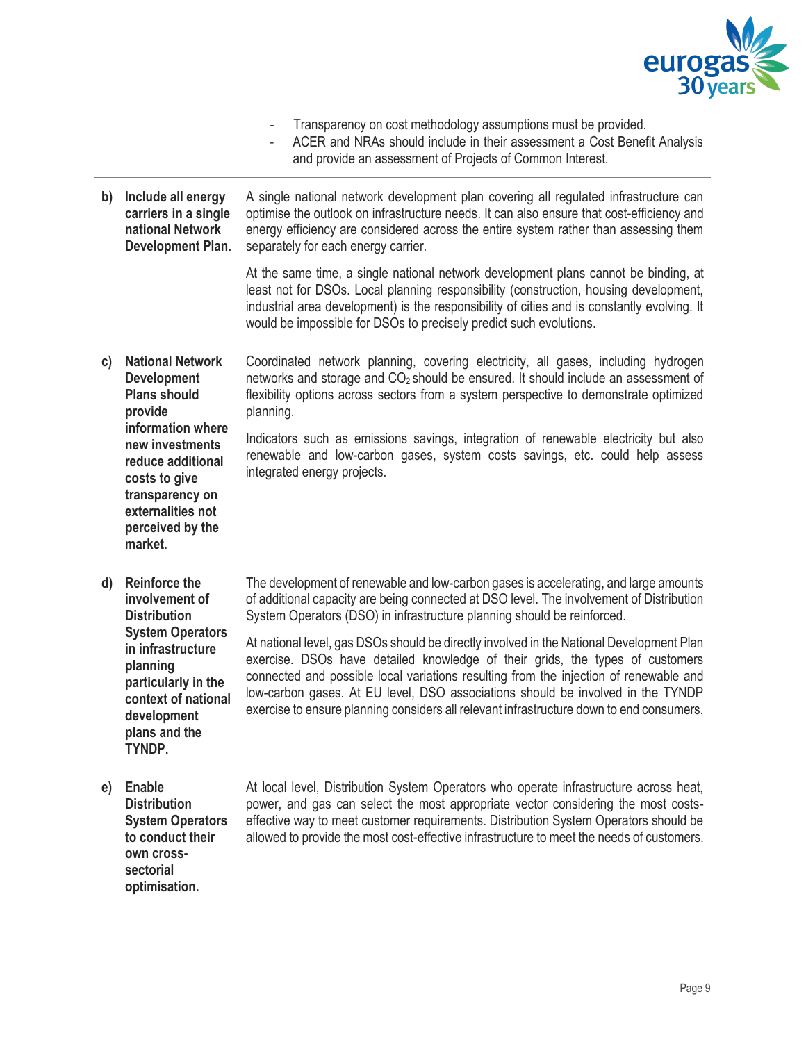- Transparency on cost methodology assumptions must be provided.
- ACER and NRAs should include in their assessment a Cost Benefit Analysis and provide an assessment of Projects of Common Interest.

| | | |
|---|---|---|
| **b)** | **Include all energy carriers in a single national Network Development Plan.** | A single national network development plan covering all regulated infrastructure can optimise the outlook on infrastructure needs. It can also ensure that cost-efficiency and energy efficiency are considered across the entire system rather than assessing them separately for each energy carrier.<br><br>At the same time, a single national network development plans cannot be binding, at least not for DSOs. Local planning responsibility (construction, housing development, industrial area development) is the responsibility of cities and is constantly evolving. It would be impossible for DSOs to precisely predict such evolutions. |
| **c)** | **National Network Development Plans should provide information where new investments reduce additional costs to give transparency on externalities not perceived by the market.** | Coordinated network planning, covering electricity, all gases, including hydrogen networks and storage and $CO_2$ should be ensured. It should include an assessment of flexibility options across sectors from a system perspective to demonstrate optimized planning.<br><br>Indicators such as emissions savings, integration of renewable electricity but also renewable and low-carbon gases, system costs savings, etc. could help assess integrated energy projects. |
| **d)** | **Reinforce the involvement of Distribution System Operators in infrastructure planning particularly in the context of national development plans and the TYNDP.** | The development of renewable and low-carbon gases is accelerating, and large amounts of additional capacity are being connected at DSO level. The involvement of Distribution System Operators (DSO) in infrastructure planning should be reinforced.<br><br>At national level, gas DSOs should be directly involved in the National Development Plan exercise. DSOs have detailed knowledge of their grids, the types of customers connected and possible local variations resulting from the injection of renewable and low-carbon gases. At EU level, DSO associations should be involved in the TYNDP exercise to ensure planning considers all relevant infrastructure down to end consumers. |
| **e)** | **Enable Distribution System Operators to conduct their own cross-sectorial optimisation.** | At local level, Distribution System Operators who operate infrastructure across heat, power, and gas can select the most appropriate vector considering the most costs-effective way to meet customer requirements. Distribution System Operators should be allowed to provide the most cost-effective infrastructure to meet the needs of customers. |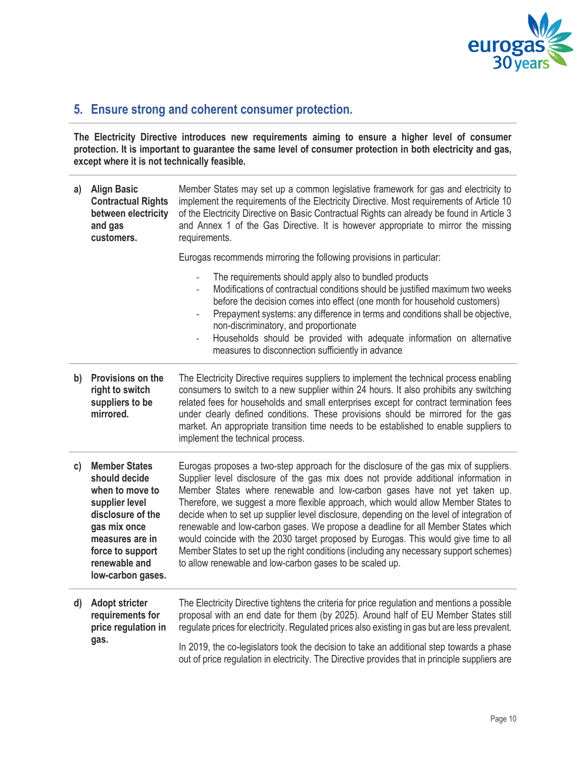## 5. Ensure strong and coherent consumer protection.

**The Electricity Directive introduces new requirements aiming to ensure a higher level of consumer protection. It is important to guarantee the same level of consumer protection in both electricity and gas, except where it is not technically feasible.**

**a) Align Basic Contractual Rights between electricity and gas customers.**

Member States may set up a common legislative framework for gas and electricity to implement the requirements of the Electricity Directive. Most requirements of Article 10 of the Electricity Directive on Basic Contractual Rights can already be found in Article 3 and Annex 1 of the Gas Directive. It is however appropriate to mirror the missing requirements.

Eurogas recommends mirroring the following provisions in particular:

- The requirements should apply also to bundled products
- Modifications of contractual conditions should be justified maximum two weeks before the decision comes into effect (one month for household customers)
- Prepayment systems: any difference in terms and conditions shall be objective, non-discriminatory, and proportionate
- Households should be provided with adequate information on alternative measures to disconnection sufficiently in advance

**b) Provisions on the right to switch suppliers to be mirrored.**

The Electricity Directive requires suppliers to implement the technical process enabling consumers to switch to a new supplier within 24 hours. It also prohibits any switching related fees for households and small enterprises except for contract termination fees under clearly defined conditions. These provisions should be mirrored for the gas market. An appropriate transition time needs to be established to enable suppliers to implement the technical process.

**c) Member States should decide when to move to supplier level disclosure of the gas mix once measures are in force to support renewable and low-carbon gases.**

Eurogas proposes a two-step approach for the disclosure of the gas mix of suppliers. Supplier level disclosure of the gas mix does not provide additional information in Member States where renewable and low-carbon gases have not yet taken up. Therefore, we suggest a more flexible approach, which would allow Member States to decide when to set up supplier level disclosure, depending on the level of integration of renewable and low-carbon gases. We propose a deadline for all Member States which would coincide with the 2030 target proposed by Eurogas. This would give time to all Member States to set up the right conditions (including any necessary support schemes) to allow renewable and low-carbon gases to be scaled up.

**d) Adopt stricter requirements for price regulation in gas.**

The Electricity Directive tightens the criteria for price regulation and mentions a possible proposal with an end date for them (by 2025). Around half of EU Member States still regulate prices for electricity. Regulated prices also existing in gas but are less prevalent.

In 2019, the co-legislators took the decision to take an additional step towards a phase out of price regulation in electricity. The Directive provides that in principle suppliers are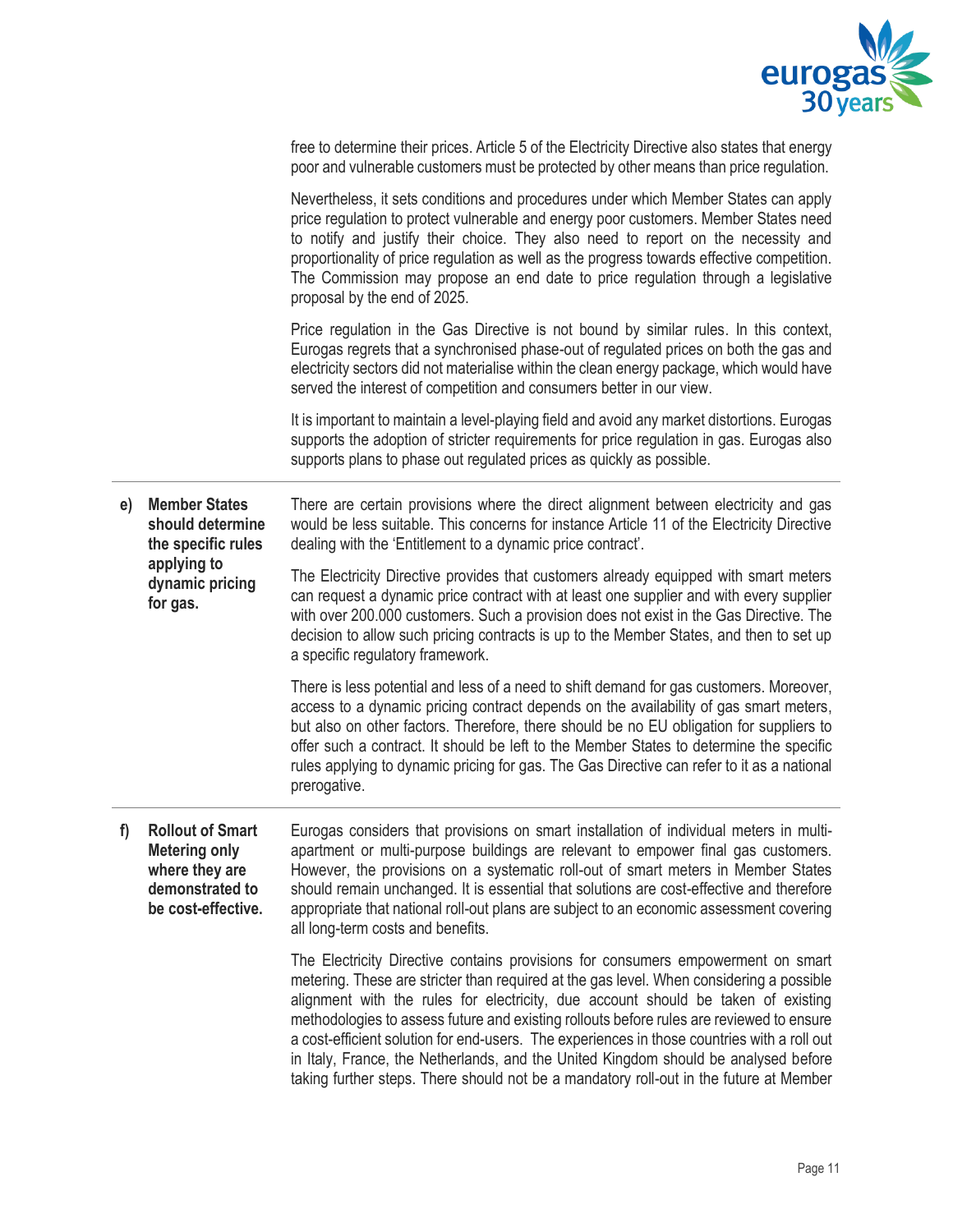free to determine their prices. Article 5 of the Electricity Directive also states that energy poor and vulnerable customers must be protected by other means than price regulation.

Nevertheless, it sets conditions and procedures under which Member States can apply price regulation to protect vulnerable and energy poor customers. Member States need to notify and justify their choice. They also need to report on the necessity and proportionality of price regulation as well as the progress towards effective competition. The Commission may propose an end date to price regulation through a legislative proposal by the end of 2025.

Price regulation in the Gas Directive is not bound by similar rules. In this context, Eurogas regrets that a synchronised phase-out of regulated prices on both the gas and electricity sectors did not materialise within the clean energy package, which would have served the interest of competition and consumers better in our view.

It is important to maintain a level-playing field and avoid any market distortions. Eurogas supports the adoption of stricter requirements for price regulation in gas. Eurogas also supports plans to phase out regulated prices as quickly as possible.

---

**e) Member States should determine the specific rules applying to dynamic pricing for gas.**

There are certain provisions where the direct alignment between electricity and gas would be less suitable. This concerns for instance Article 11 of the Electricity Directive dealing with the 'Entitlement to a dynamic price contract'.

The Electricity Directive provides that customers already equipped with smart meters can request a dynamic price contract with at least one supplier and with every supplier with over 200.000 customers. Such a provision does not exist in the Gas Directive. The decision to allow such pricing contracts is up to the Member States, and then to set up a specific regulatory framework.

There is less potential and less of a need to shift demand for gas customers. Moreover, access to a dynamic pricing contract depends on the availability of gas smart meters, but also on other factors. Therefore, there should be no EU obligation for suppliers to offer such a contract. It should be left to the Member States to determine the specific rules applying to dynamic pricing for gas. The Gas Directive can refer to it as a national prerogative.

---

**f) Rollout of Smart Metering only where they are demonstrated to be cost-effective.**

Eurogas considers that provisions on smart installation of individual meters in multi-apartment or multi-purpose buildings are relevant to empower final gas customers. However, the provisions on a systematic roll-out of smart meters in Member States should remain unchanged. It is essential that solutions are cost-effective and therefore appropriate that national roll-out plans are subject to an economic assessment covering all long-term costs and benefits.

The Electricity Directive contains provisions for consumers empowerment on smart metering. These are stricter than required at the gas level. When considering a possible alignment with the rules for electricity, due account should be taken of existing methodologies to assess future and existing rollouts before rules are reviewed to ensure a cost-efficient solution for end-users. The experiences in those countries with a roll out in Italy, France, the Netherlands, and the United Kingdom should be analysed before taking further steps. There should not be a mandatory roll-out in the future at Member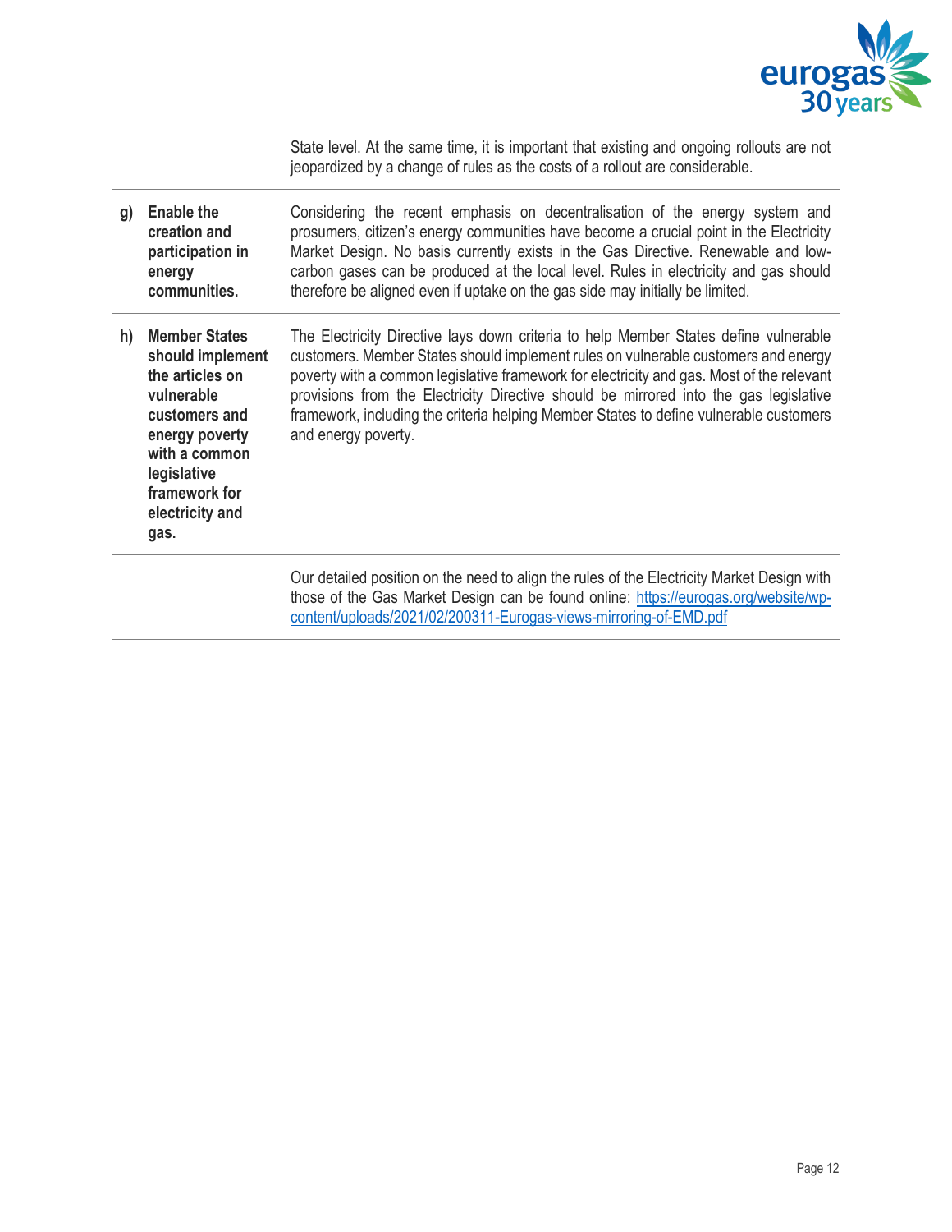| | | |
|---|---|---|
| | | State level. At the same time, it is important that existing and ongoing rollouts are not jeopardized by a change of rules as the costs of a rollout are considerable. |
| **g)** | **Enable the creation and participation in energy communities.** | Considering the recent emphasis on decentralisation of the energy system and prosumers, citizen's energy communities have become a crucial point in the Electricity Market Design. No basis currently exists in the Gas Directive. Renewable and low-carbon gases can be produced at the local level. Rules in electricity and gas should therefore be aligned even if uptake on the gas side may initially be limited. |
| **h)** | **Member States should implement the articles on vulnerable customers and energy poverty with a common legislative framework for electricity and gas.** | The Electricity Directive lays down criteria to help Member States define vulnerable customers. Member States should implement rules on vulnerable customers and energy poverty with a common legislative framework for electricity and gas. Most of the relevant provisions from the Electricity Directive should be mirrored into the gas legislative framework, including the criteria helping Member States to define vulnerable customers and energy poverty. |
| | | Our detailed position on the need to align the rules of the Electricity Market Design with those of the Gas Market Design can be found online: [https://eurogas.org/website/wp-content/uploads/2021/02/200311-Eurogas-views-mirroring-of-EMD.pdf](https://eurogas.org/website/wp-content/uploads/2021/02/200311-Eurogas-views-mirroring-of-EMD.pdf) |